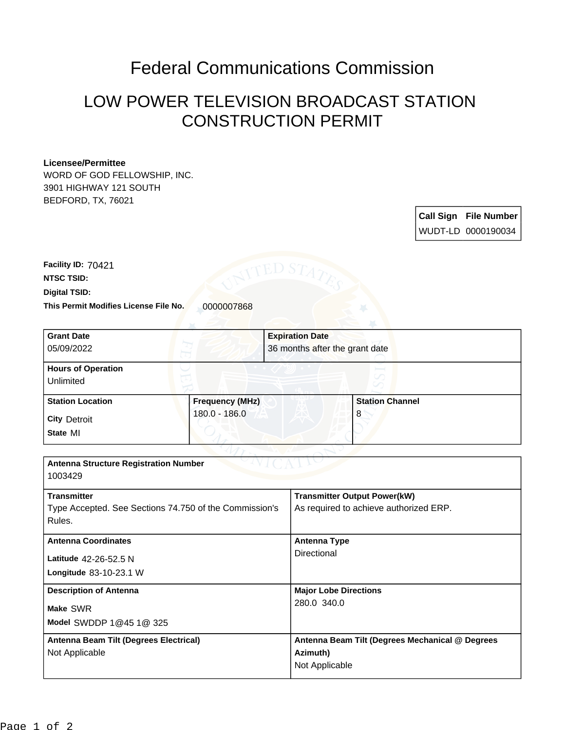# Federal Communications Commission

## LOW POWER TELEVISION BROADCAST STATION CONSTRUCTION PERMIT

**Licensee/Permittee**
WORD OF GOD FELLOWSHIP, INC.
3901 HIGHWAY 121 SOUTH
BEDFORD, TX, 76021

| Call Sign | File Number |
| --- | --- |
| WUDT-LD | 0000190034 |

**Facility ID:** 70421
**NTSC TSID:**
**Digital TSID:**
**This Permit Modifies License File No.** 0000007868

| Grant Date | Expiration Date |
| --- | --- |
| 05/09/2022 | 36 months after the grant date |

| Hours of Operation |
| --- |
| Unlimited |

| Station Location | Frequency (MHz) | Station Channel |
| --- | --- | --- |
| **City** Detroit<br>**State** MI | 180.0 - 186.0 | 8 |

| Antenna Structure Registration Number | |
| --- | --- |
| 1003429 | |
| **Transmitter**<br>Type Accepted. See Sections 74.750 of the Commission's Rules. | **Transmitter Output Power(kW)**<br>As required to achieve authorized ERP. |
| **Antenna Coordinates**<br>**Latitude** 42-26-52.5 N<br>**Longitude** 83-10-23.1 W | **Antenna Type**<br>Directional |
| **Description of Antenna**<br>**Make** SWR<br>**Model** SWDDP 1@45 1@ 325 | **Major Lobe Directions**<br>280.0 340.0 |
| **Antenna Beam Tilt (Degrees Electrical)**<br>Not Applicable | **Antenna Beam Tilt (Degrees Mechanical @ Degrees Azimuth)**<br>Not Applicable |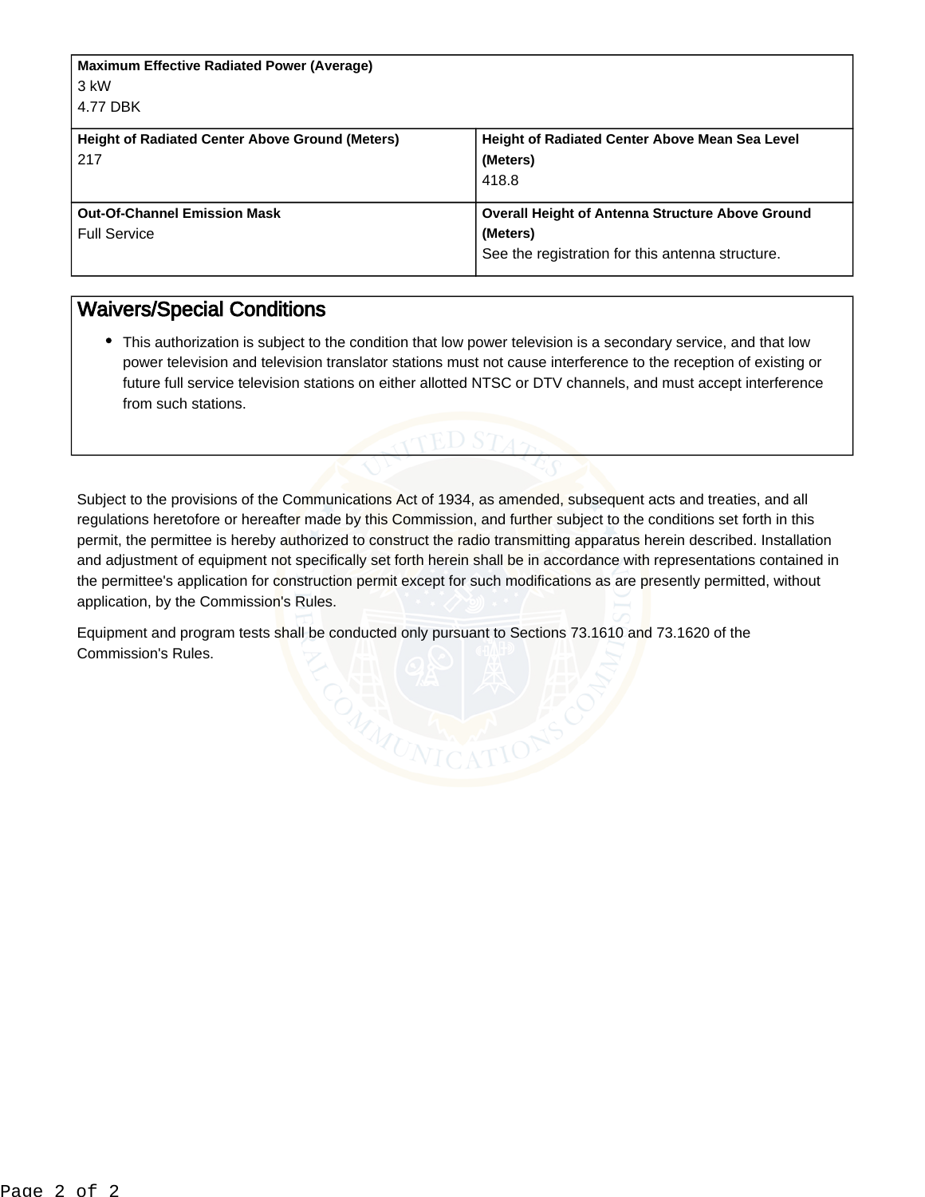| | |
|---|---|
| **Maximum Effective Radiated Power (Average)**<br>3 kW<br>4.77 DBK | |
| **Height of Radiated Center Above Ground (Meters)**<br>217 | **Height of Radiated Center Above Mean Sea Level (Meters)**<br>418.8 |
| **Out-Of-Channel Emission Mask**<br>Full Service | **Overall Height of Antenna Structure Above Ground (Meters)**<br>See the registration for this antenna structure. |

## Waivers/Special Conditions

- This authorization is subject to the condition that low power television is a secondary service, and that low power television and television translator stations must not cause interference to the reception of existing or future full service television stations on either allotted NTSC or DTV channels, and must accept interference from such stations.

Subject to the provisions of the Communications Act of 1934, as amended, subsequent acts and treaties, and all regulations heretofore or hereafter made by this Commission, and further subject to the conditions set forth in this permit, the permittee is hereby authorized to construct the radio transmitting apparatus herein described. Installation and adjustment of equipment not specifically set forth herein shall be in accordance with representations contained in the permittee's application for construction permit except for such modifications as are presently permitted, without application, by the Commission's Rules.

Equipment and program tests shall be conducted only pursuant to Sections 73.1610 and 73.1620 of the Commission's Rules.